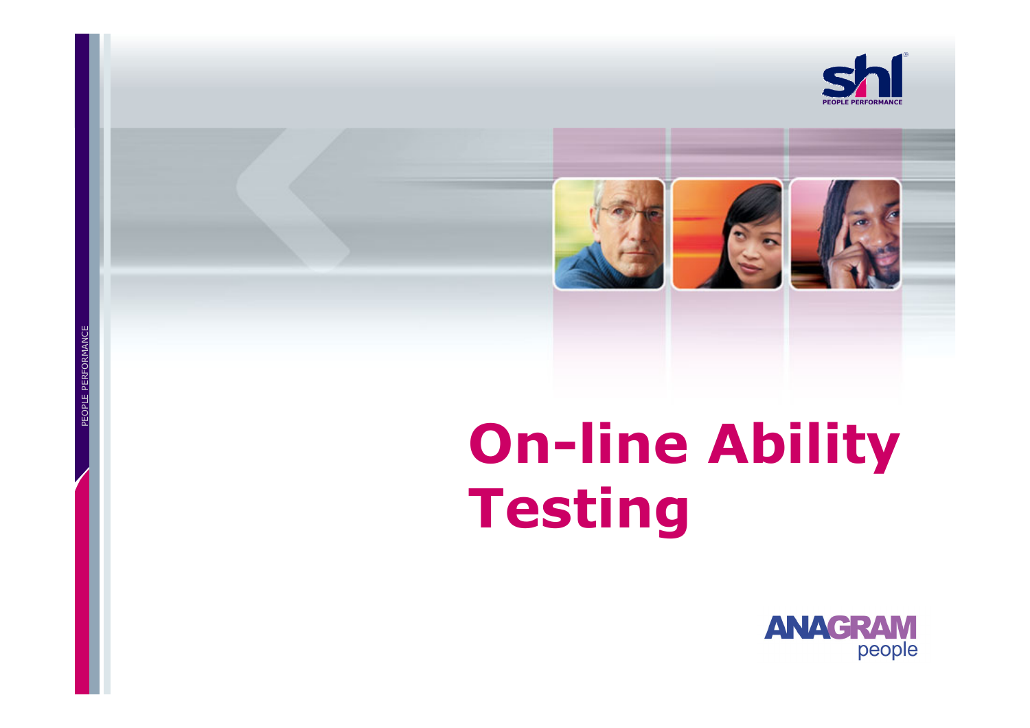# On-line Ability Testing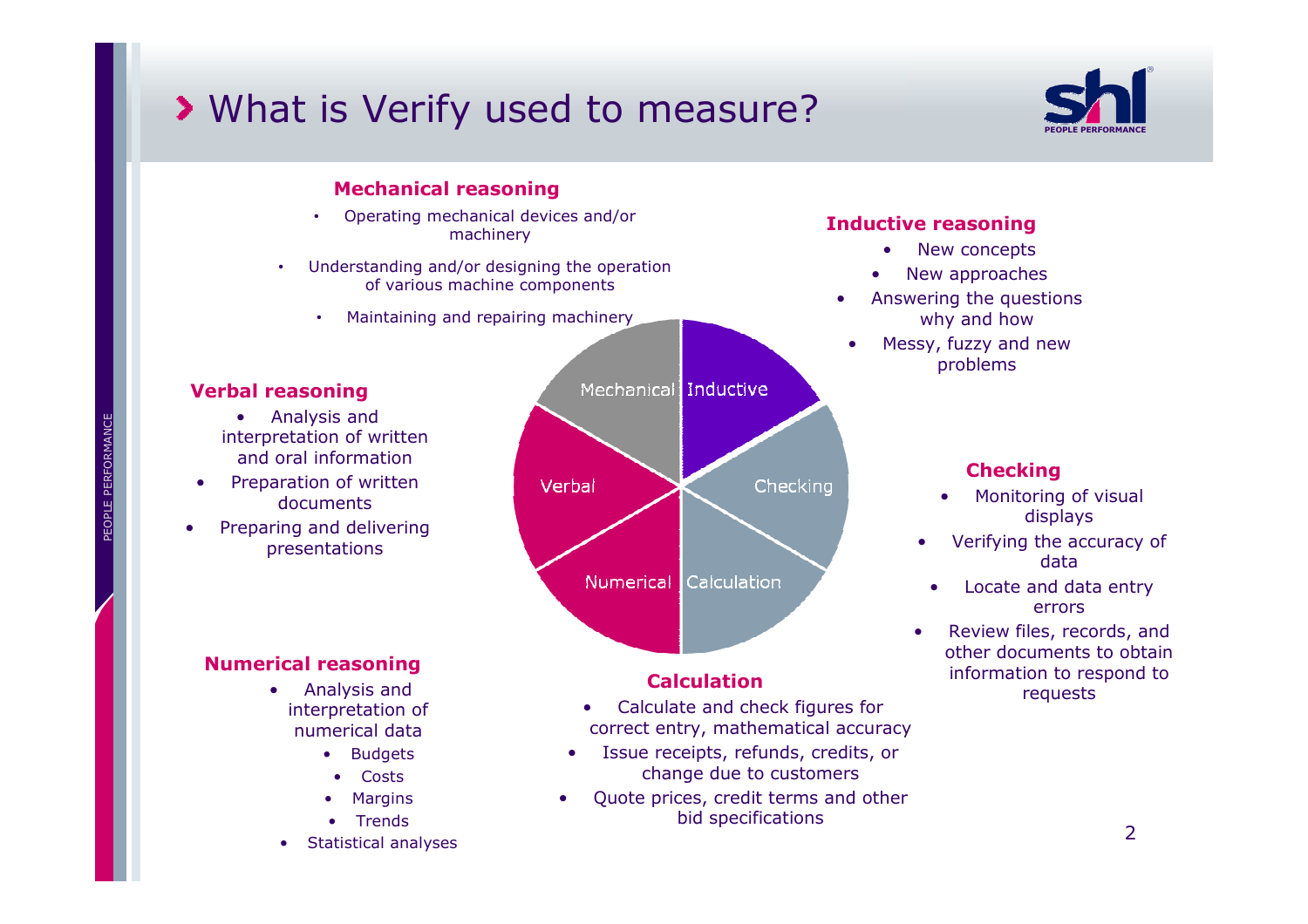# What is Verify used to measure?

### Mechanical reasoning

- Operating mechanical devices and/or machinery
- Understanding and/or designing the operation of various machine components
- Maintaining and repairing machinery

### Inductive reasoning

- New concepts
- New approaches
- Answering the questions why and how
- Messy, fuzzy and new problems

### Verbal reasoning

- Analysis and interpretation of written and oral information
- Preparation of written documents
- Preparing and delivering presentations

Mechanical | Inductive | Checking | Calculation | Numerical | Verbal

### Checking

- Monitoring of visual displays
- Verifying the accuracy of data
- Locate and data entry errors
- Review files, records, and other documents to obtain information to respond to requests

### Numerical reasoning

- Analysis and interpretation of numerical data
  - Budgets
  - Costs
  - Margins
  - Trends
- Statistical analyses

### Calculation

- Calculate and check figures for correct entry, mathematical accuracy
- Issue receipts, refunds, credits, or change due to customers
- Quote prices, credit terms and other bid specifications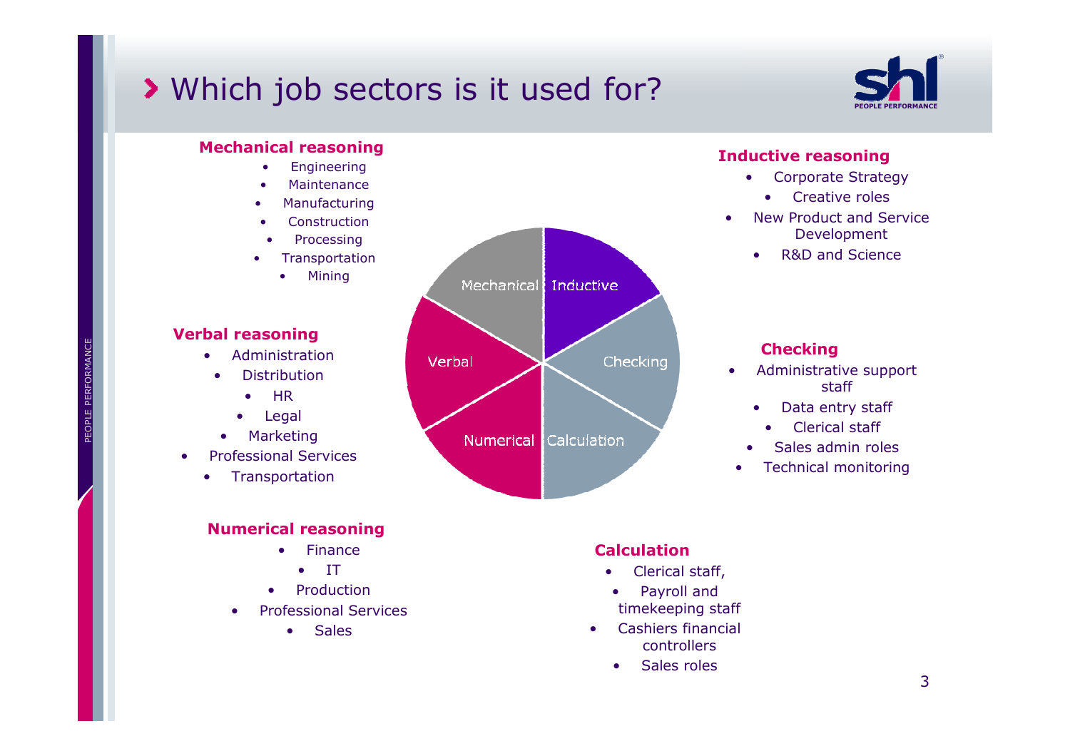# Which job sectors is it used for?

### Mechanical reasoning

- Engineering
- Maintenance
- Manufacturing
- Construction
- Processing
- Transportation
- Mining

### Inductive reasoning

- Corporate Strategy
- Creative roles
- New Product and Service Development
- R&D and Science

### Verbal reasoning

- Administration
- Distribution
- HR
- Legal
- Marketing
- Professional Services
- Transportation

### Checking

- Administrative support staff
- Data entry staff
- Clerical staff
- Sales admin roles
- Technical monitoring

### Numerical reasoning

- Finance
- IT
- Production
- Professional Services
- Sales

### Calculation

- Clerical staff,
- Payroll and timekeeping staff
- Cashiers financial controllers
- Sales roles

Mechanical | Inductive | Checking | Calculation | Numerical | Verbal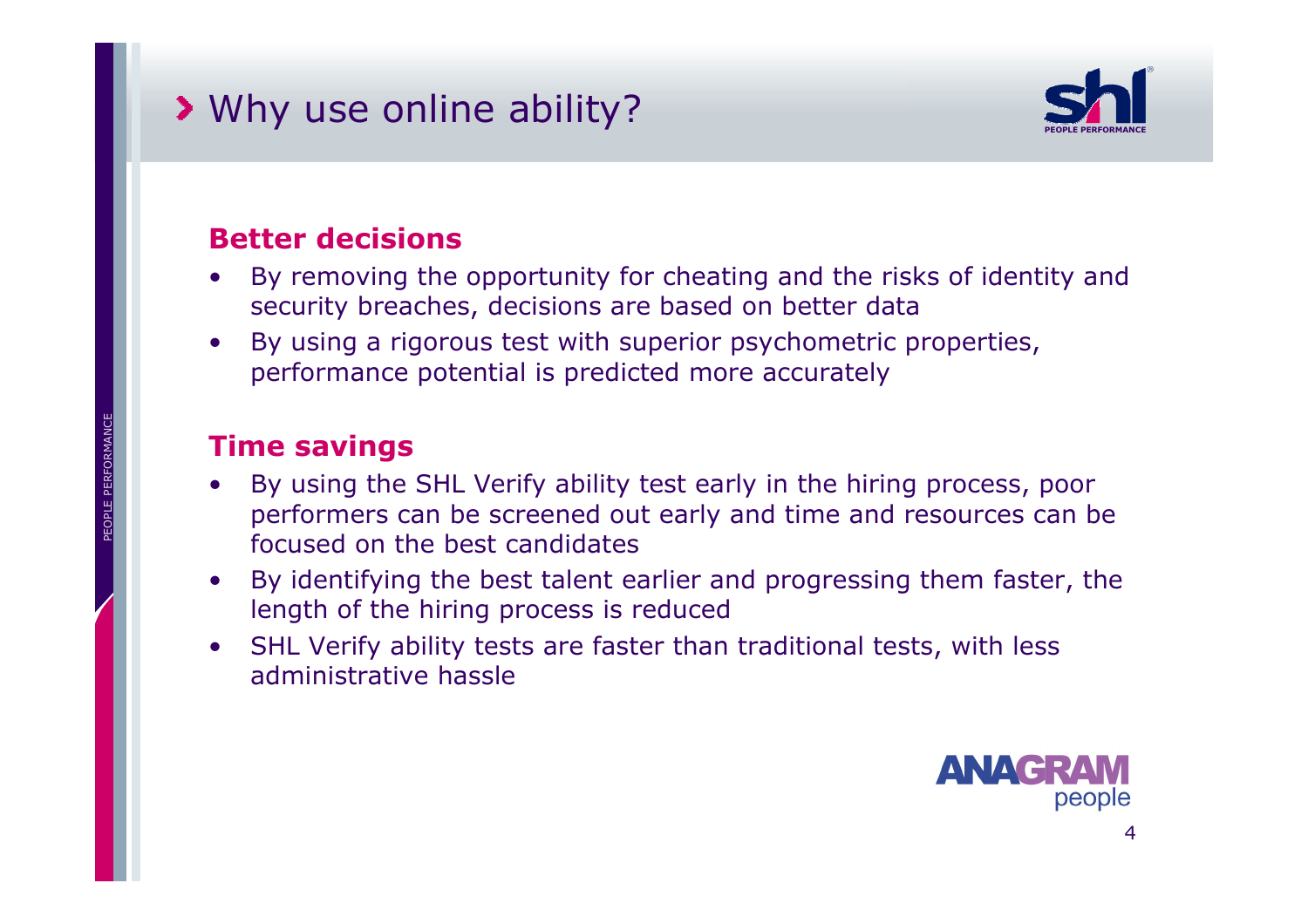# Why use online ability?

### Better decisions

- By removing the opportunity for cheating and the risks of identity and security breaches, decisions are based on better data
- By using a rigorous test with superior psychometric properties, performance potential is predicted more accurately

### Time savings

- By using the SHL Verify ability test early in the hiring process, poor performers can be screened out early and time and resources can be focused on the best candidates
- By identifying the best talent earlier and progressing them faster, the length of the hiring process is reduced
- SHL Verify ability tests are faster than traditional tests, with less administrative hassle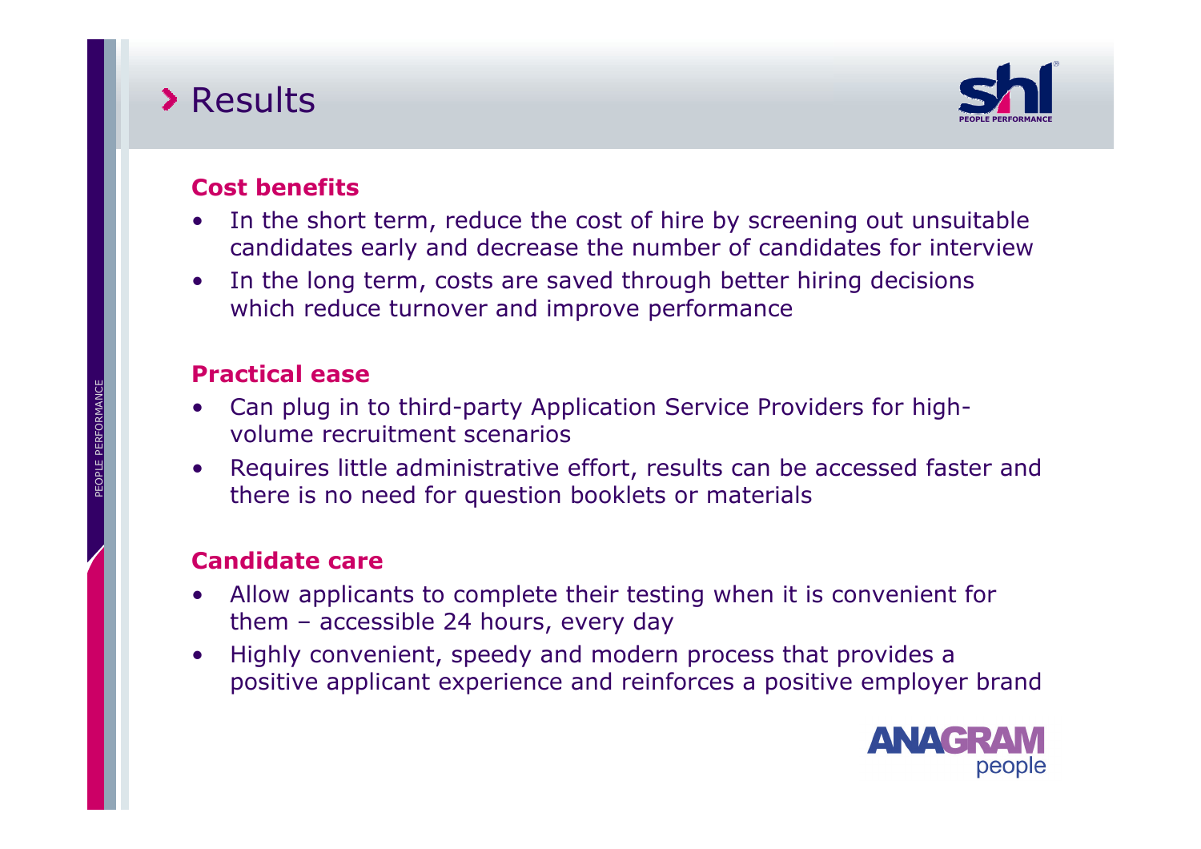# Results

### Cost benefits

- In the short term, reduce the cost of hire by screening out unsuitable candidates early and decrease the number of candidates for interview
- In the long term, costs are saved through better hiring decisions which reduce turnover and improve performance

### Practical ease

- Can plug in to third-party Application Service Providers for high-volume recruitment scenarios
- Requires little administrative effort, results can be accessed faster and there is no need for question booklets or materials

### Candidate care

- Allow applicants to complete their testing when it is convenient for them – accessible 24 hours, every day
- Highly convenient, speedy and modern process that provides a positive applicant experience and reinforces a positive employer brand